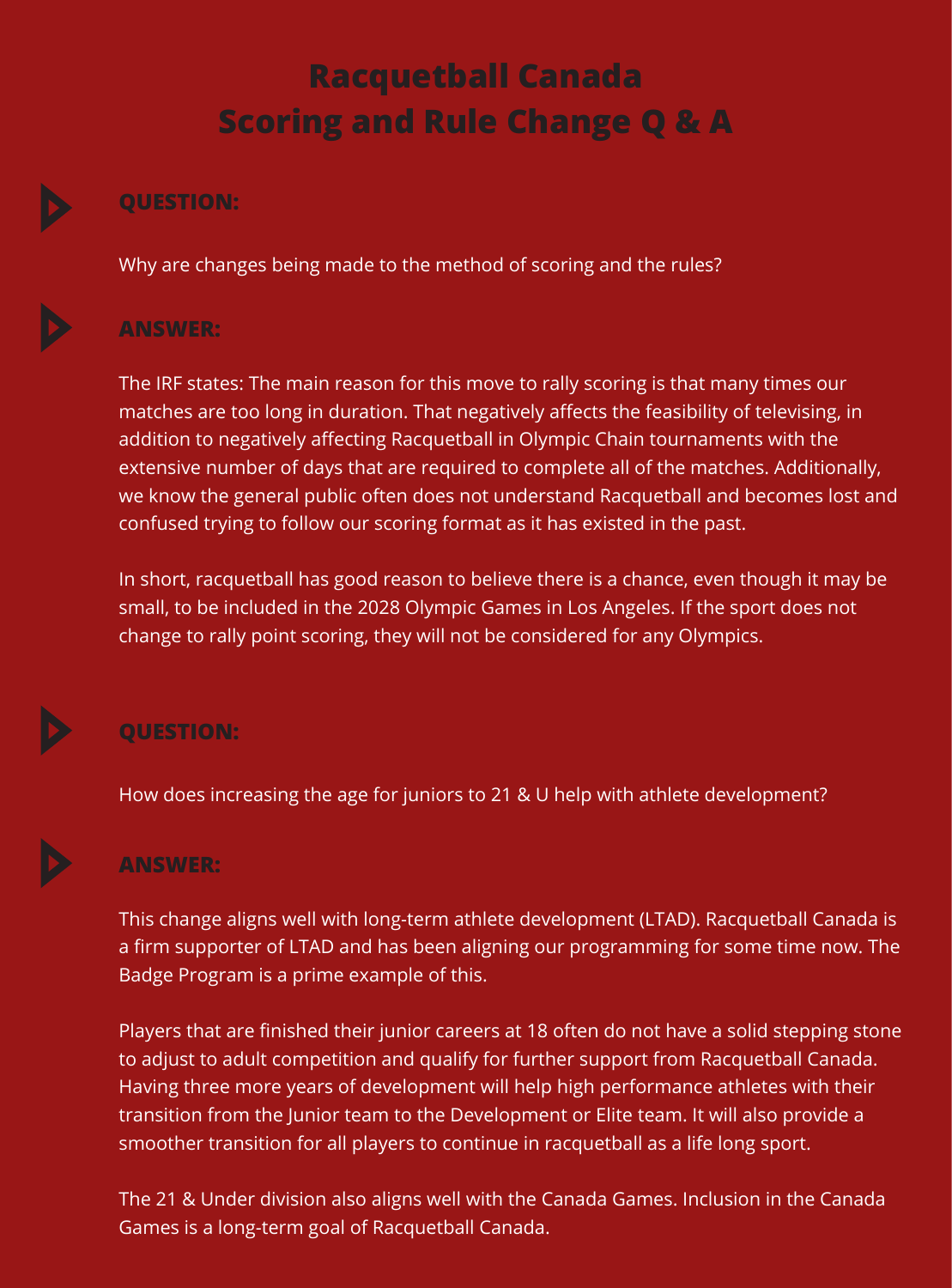# Racquetball Canada
# Scoring and Rule Change Q & A

**QUESTION:**

Why are changes being made to the method of scoring and the rules?

**ANSWER:**

The IRF states: The main reason for this move to rally scoring is that many times our matches are too long in duration. That negatively affects the feasibility of televising, in addition to negatively affecting Racquetball in Olympic Chain tournaments with the extensive number of days that are required to complete all of the matches. Additionally, we know the general public often does not understand Racquetball and becomes lost and confused trying to follow our scoring format as it has existed in the past.

In short, racquetball has good reason to believe there is a chance, even though it may be small, to be included in the 2028 Olympic Games in Los Angeles. If the sport does not change to rally point scoring, they will not be considered for any Olympics.

**QUESTION:**

How does increasing the age for juniors to 21 & U help with athlete development?

**ANSWER:**

This change aligns well with long-term athlete development (LTAD). Racquetball Canada is a firm supporter of LTAD and has been aligning our programming for some time now. The Badge Program is a prime example of this.

Players that are finished their junior careers at 18 often do not have a solid stepping stone to adjust to adult competition and qualify for further support from Racquetball Canada. Having three more years of development will help high performance athletes with their transition from the Junior team to the Development or Elite team. It will also provide a smoother transition for all players to continue in racquetball as a life long sport.

The 21 & Under division also aligns well with the Canada Games. Inclusion in the Canada Games is a long-term goal of Racquetball Canada.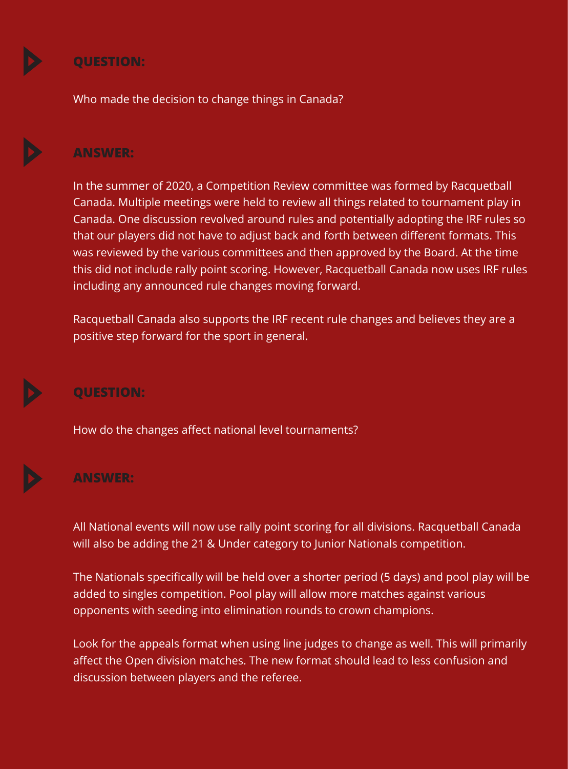### QUESTION:

Who made the decision to change things in Canada?

### ANSWER:

In the summer of 2020, a Competition Review committee was formed by Racquetball Canada. Multiple meetings were held to review all things related to tournament play in Canada. One discussion revolved around rules and potentially adopting the IRF rules so that our players did not have to adjust back and forth between different formats. This was reviewed by the various committees and then approved by the Board. At the time this did not include rally point scoring. However, Racquetball Canada now uses IRF rules including any announced rule changes moving forward.

Racquetball Canada also supports the IRF recent rule changes and believes they are a positive step forward for the sport in general.

### QUESTION:

How do the changes affect national level tournaments?

### ANSWER:

All National events will now use rally point scoring for all divisions. Racquetball Canada will also be adding the 21 & Under category to Junior Nationals competition.

The Nationals specifically will be held over a shorter period (5 days) and pool play will be added to singles competition. Pool play will allow more matches against various opponents with seeding into elimination rounds to crown champions.

Look for the appeals format when using line judges to change as well. This will primarily affect the Open division matches. The new format should lead to less confusion and discussion between players and the referee.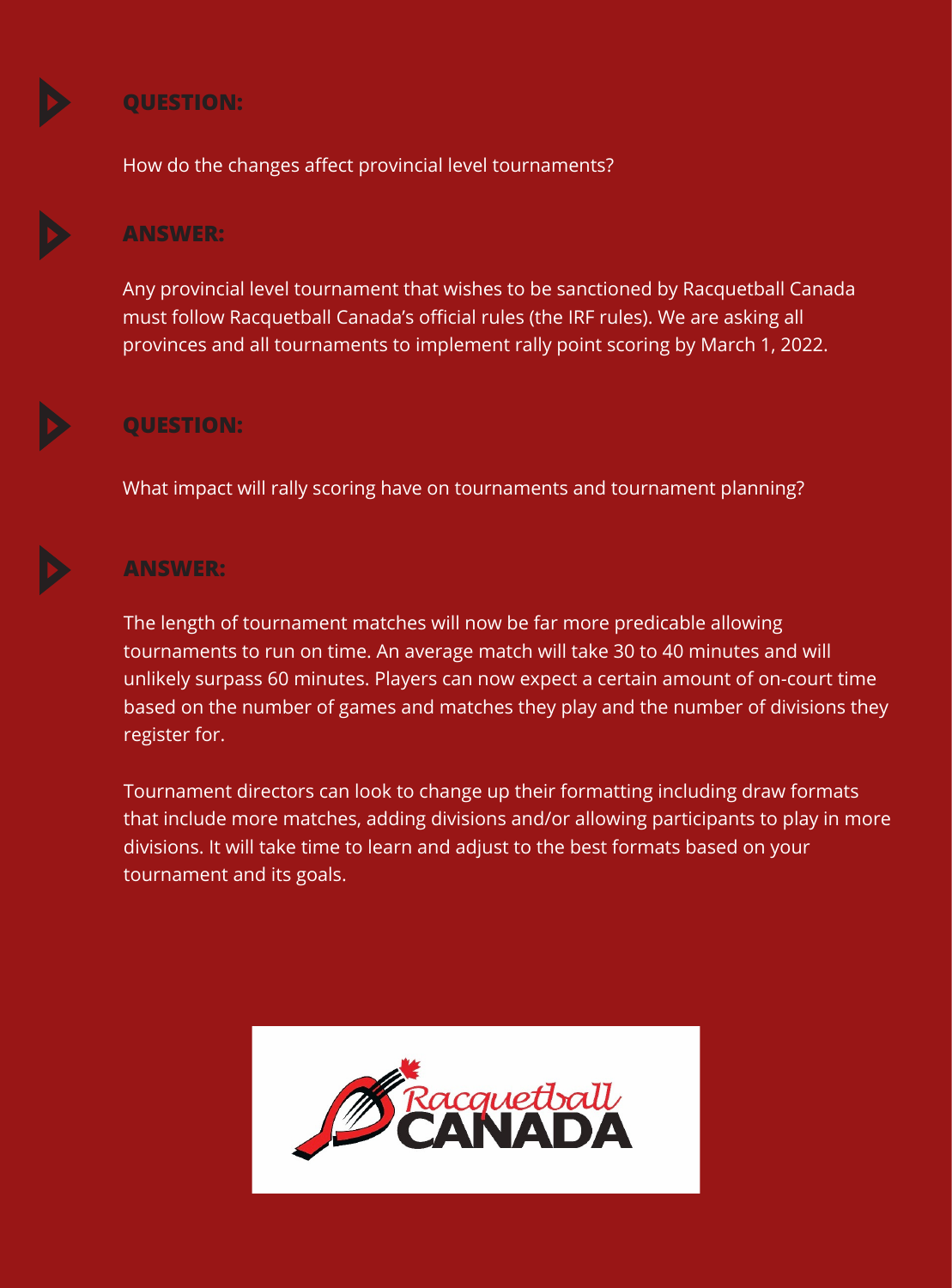**QUESTION:**

How do the changes affect provincial level tournaments?

**ANSWER:**

Any provincial level tournament that wishes to be sanctioned by Racquetball Canada must follow Racquetball Canada's official rules (the IRF rules). We are asking all provinces and all tournaments to implement rally point scoring by March 1, 2022.

**QUESTION:**

What impact will rally scoring have on tournaments and tournament planning?

**ANSWER:**

The length of tournament matches will now be far more predicable allowing tournaments to run on time. An average match will take 30 to 40 minutes and will unlikely surpass 60 minutes. Players can now expect a certain amount of on-court time based on the number of games and matches they play and the number of divisions they register for.

Tournament directors can look to change up their formatting including draw formats that include more matches, adding divisions and/or allowing participants to play in more divisions. It will take time to learn and adjust to the best formats based on your tournament and its goals.

Racquetball CANADA